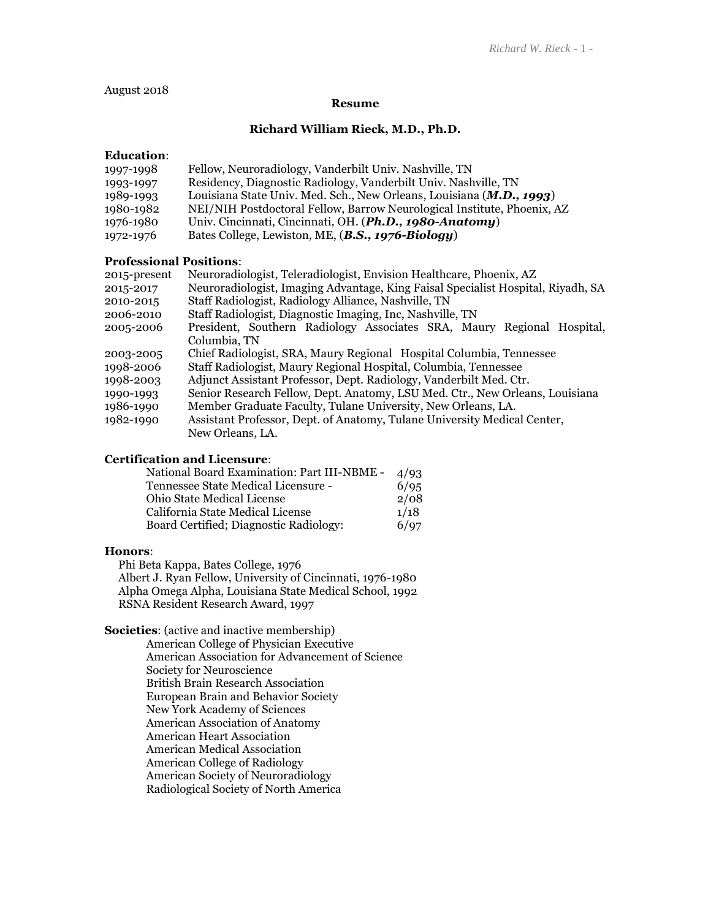August 2018

**Resume**

**Richard William Rieck, M.D., Ph.D.**

**Education**:

| | |
|---|---|
| 1997-1998 | Fellow, Neuroradiology, Vanderbilt Univ. Nashville, TN |
| 1993-1997 | Residency, Diagnostic Radiology, Vanderbilt Univ. Nashville, TN |
| 1989-1993 | Louisiana State Univ. Med. Sch., New Orleans, Louisiana (***M.D., 1993***) |
| 1980-1982 | NEI/NIH Postdoctoral Fellow, Barrow Neurological Institute, Phoenix, AZ |
| 1976-1980 | Univ. Cincinnati, Cincinnati, OH. (***Ph.D., 1980-Anatomy***) |
| 1972-1976 | Bates College, Lewiston, ME, (***B.S., 1976-Biology***) |

**Professional Positions**:

| | |
|---|---|
| 2015-present | Neuroradiologist, Teleradiologist, Envision Healthcare, Phoenix, AZ |
| 2015-2017 | Neuroradiologist, Imaging Advantage, King Faisal Specialist Hospital, Riyadh, SA |
| 2010-2015 | Staff Radiologist, Radiology Alliance, Nashville, TN |
| 2006-2010 | Staff Radiologist, Diagnostic Imaging, Inc, Nashville, TN |
| 2005-2006 | President, Southern Radiology Associates SRA, Maury Regional Hospital, Columbia, TN |
| 2003-2005 | Chief Radiologist, SRA, Maury Regional Hospital Columbia, Tennessee |
| 1998-2006 | Staff Radiologist, Maury Regional Hospital, Columbia, Tennessee |
| 1998-2003 | Adjunct Assistant Professor, Dept. Radiology, Vanderbilt Med. Ctr. |
| 1990-1993 | Senior Research Fellow, Dept. Anatomy, LSU Med. Ctr., New Orleans, Louisiana |
| 1986-1990 | Member Graduate Faculty, Tulane University, New Orleans, LA. |
| 1982-1990 | Assistant Professor, Dept. of Anatomy, Tulane University Medical Center, New Orleans, LA. |

**Certification and Licensure**:

| | |
|---|---|
| National Board Examination: Part III-NBME - | 4/93 |
| Tennessee State Medical Licensure - | 6/95 |
| Ohio State Medical License | 2/08 |
| California State Medical License | 1/18 |
| Board Certified; Diagnostic Radiology: | 6/97 |

**Honors**:

Phi Beta Kappa, Bates College, 1976
Albert J. Ryan Fellow, University of Cincinnati, 1976-1980
Alpha Omega Alpha, Louisiana State Medical School, 1992
RSNA Resident Research Award, 1997

**Societies**: (active and inactive membership)

American College of Physician Executive
American Association for Advancement of Science
Society for Neuroscience
British Brain Research Association
European Brain and Behavior Society
New York Academy of Sciences
American Association of Anatomy
American Heart Association
American Medical Association
American College of Radiology
American Society of Neuroradiology
Radiological Society of North America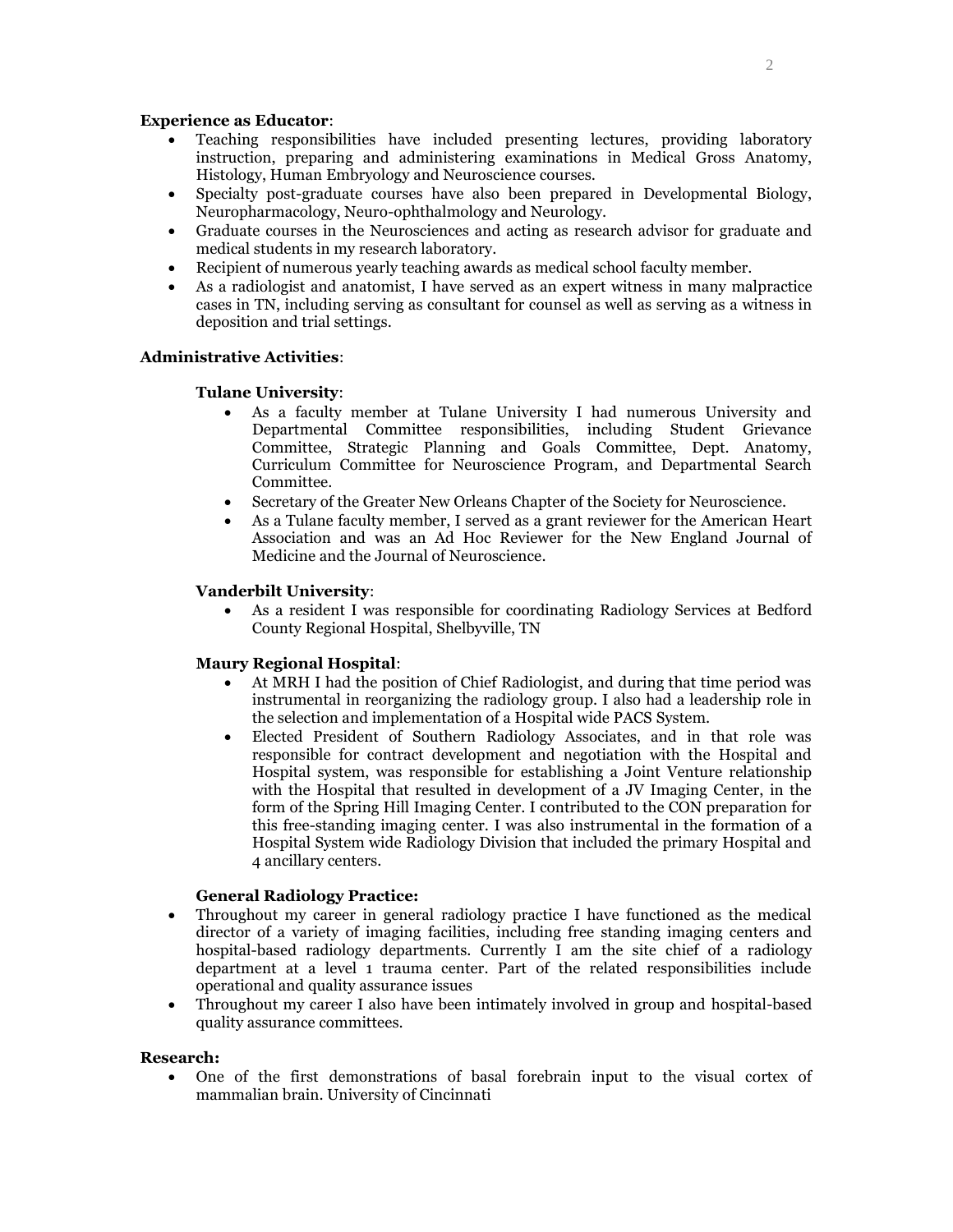**Experience as Educator**:

- Teaching responsibilities have included presenting lectures, providing laboratory instruction, preparing and administering examinations in Medical Gross Anatomy, Histology, Human Embryology and Neuroscience courses.
- Specialty post-graduate courses have also been prepared in Developmental Biology, Neuropharmacology, Neuro-ophthalmology and Neurology.
- Graduate courses in the Neurosciences and acting as research advisor for graduate and medical students in my research laboratory.
- Recipient of numerous yearly teaching awards as medical school faculty member.
- As a radiologist and anatomist, I have served as an expert witness in many malpractice cases in TN, including serving as consultant for counsel as well as serving as a witness in deposition and trial settings.

**Administrative Activities**:

**Tulane University**:

- As a faculty member at Tulane University I had numerous University and Departmental Committee responsibilities, including Student Grievance Committee, Strategic Planning and Goals Committee, Dept. Anatomy, Curriculum Committee for Neuroscience Program, and Departmental Search Committee.
- Secretary of the Greater New Orleans Chapter of the Society for Neuroscience.
- As a Tulane faculty member, I served as a grant reviewer for the American Heart Association and was an Ad Hoc Reviewer for the New England Journal of Medicine and the Journal of Neuroscience.

**Vanderbilt University**:

- As a resident I was responsible for coordinating Radiology Services at Bedford County Regional Hospital, Shelbyville, TN

**Maury Regional Hospital**:

- At MRH I had the position of Chief Radiologist, and during that time period was instrumental in reorganizing the radiology group. I also had a leadership role in the selection and implementation of a Hospital wide PACS System.
- Elected President of Southern Radiology Associates, and in that role was responsible for contract development and negotiation with the Hospital and Hospital system, was responsible for establishing a Joint Venture relationship with the Hospital that resulted in development of a JV Imaging Center, in the form of the Spring Hill Imaging Center. I contributed to the CON preparation for this free-standing imaging center. I was also instrumental in the formation of a Hospital System wide Radiology Division that included the primary Hospital and 4 ancillary centers.

**General Radiology Practice:**

- Throughout my career in general radiology practice I have functioned as the medical director of a variety of imaging facilities, including free standing imaging centers and hospital-based radiology departments. Currently I am the site chief of a radiology department at a level 1 trauma center. Part of the related responsibilities include operational and quality assurance issues
- Throughout my career I also have been intimately involved in group and hospital-based quality assurance committees.

**Research:**

- One of the first demonstrations of basal forebrain input to the visual cortex of mammalian brain. University of Cincinnati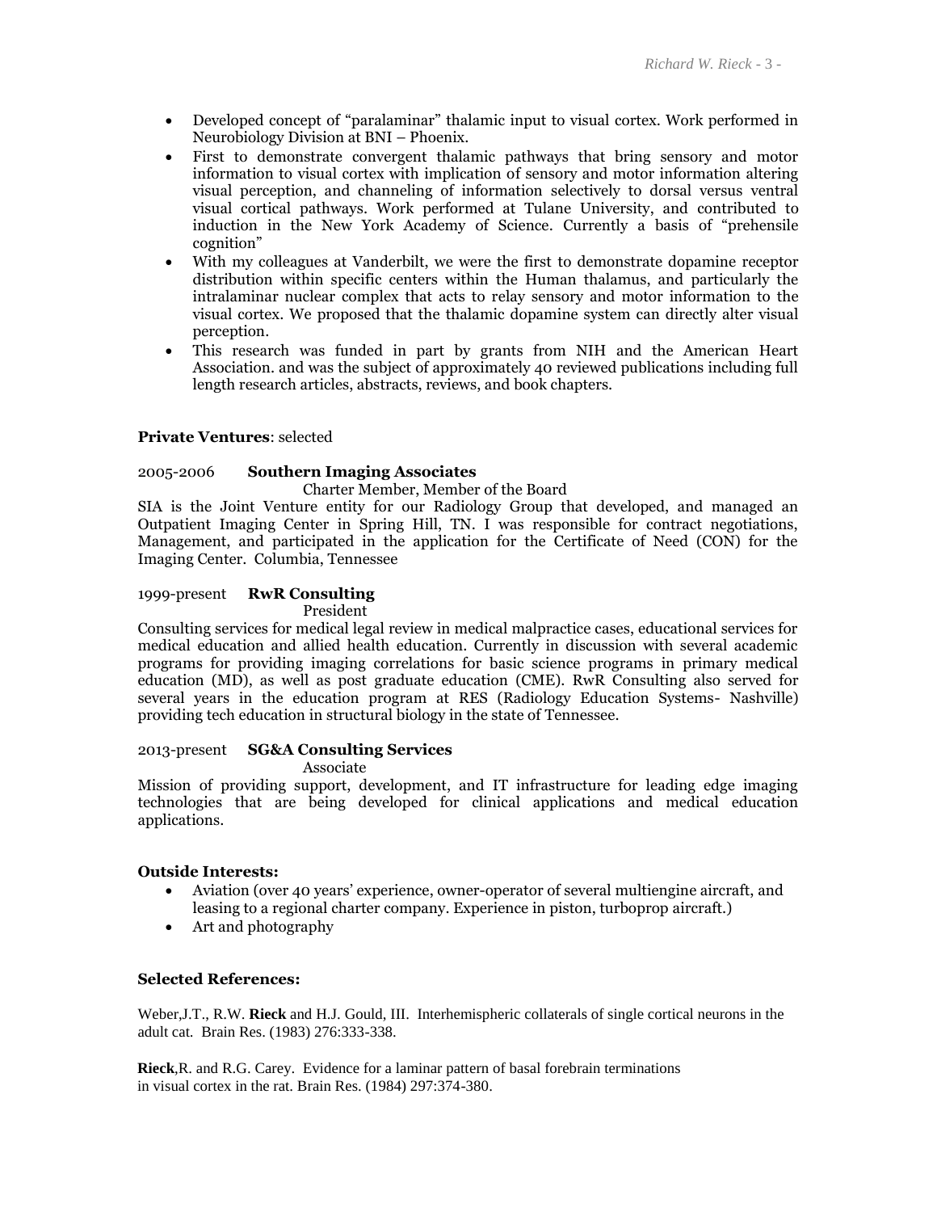- Developed concept of "paralaminar" thalamic input to visual cortex. Work performed in Neurobiology Division at BNI – Phoenix.
- First to demonstrate convergent thalamic pathways that bring sensory and motor information to visual cortex with implication of sensory and motor information altering visual perception, and channeling of information selectively to dorsal versus ventral visual cortical pathways. Work performed at Tulane University, and contributed to induction in the New York Academy of Science. Currently a basis of "prehensile cognition"
- With my colleagues at Vanderbilt, we were the first to demonstrate dopamine receptor distribution within specific centers within the Human thalamus, and particularly the intralaminar nuclear complex that acts to relay sensory and motor information to the visual cortex. We proposed that the thalamic dopamine system can directly alter visual perception.
- This research was funded in part by grants from NIH and the American Heart Association. and was the subject of approximately 40 reviewed publications including full length research articles, abstracts, reviews, and book chapters.

**Private Ventures**: selected

2005-2006 **Southern Imaging Associates**

Charter Member, Member of the Board

SIA is the Joint Venture entity for our Radiology Group that developed, and managed an Outpatient Imaging Center in Spring Hill, TN. I was responsible for contract negotiations, Management, and participated in the application for the Certificate of Need (CON) for the Imaging Center. Columbia, Tennessee

1999-present **RwR Consulting**

President

Consulting services for medical legal review in medical malpractice cases, educational services for medical education and allied health education. Currently in discussion with several academic programs for providing imaging correlations for basic science programs in primary medical education (MD), as well as post graduate education (CME). RwR Consulting also served for several years in the education program at RES (Radiology Education Systems- Nashville) providing tech education in structural biology in the state of Tennessee.

2013-present **SG&A Consulting Services**

Associate

Mission of providing support, development, and IT infrastructure for leading edge imaging technologies that are being developed for clinical applications and medical education applications.

**Outside Interests:**

- Aviation (over 40 years' experience, owner-operator of several multiengine aircraft, and leasing to a regional charter company. Experience in piston, turboprop aircraft.)
- Art and photography

**Selected References:**

Weber,J.T., R.W. **Rieck** and H.J. Gould, III. Interhemispheric collaterals of single cortical neurons in the adult cat. Brain Res. (1983) 276:333-338.

**Rieck**,R. and R.G. Carey. Evidence for a laminar pattern of basal forebrain terminations in visual cortex in the rat. Brain Res. (1984) 297:374-380.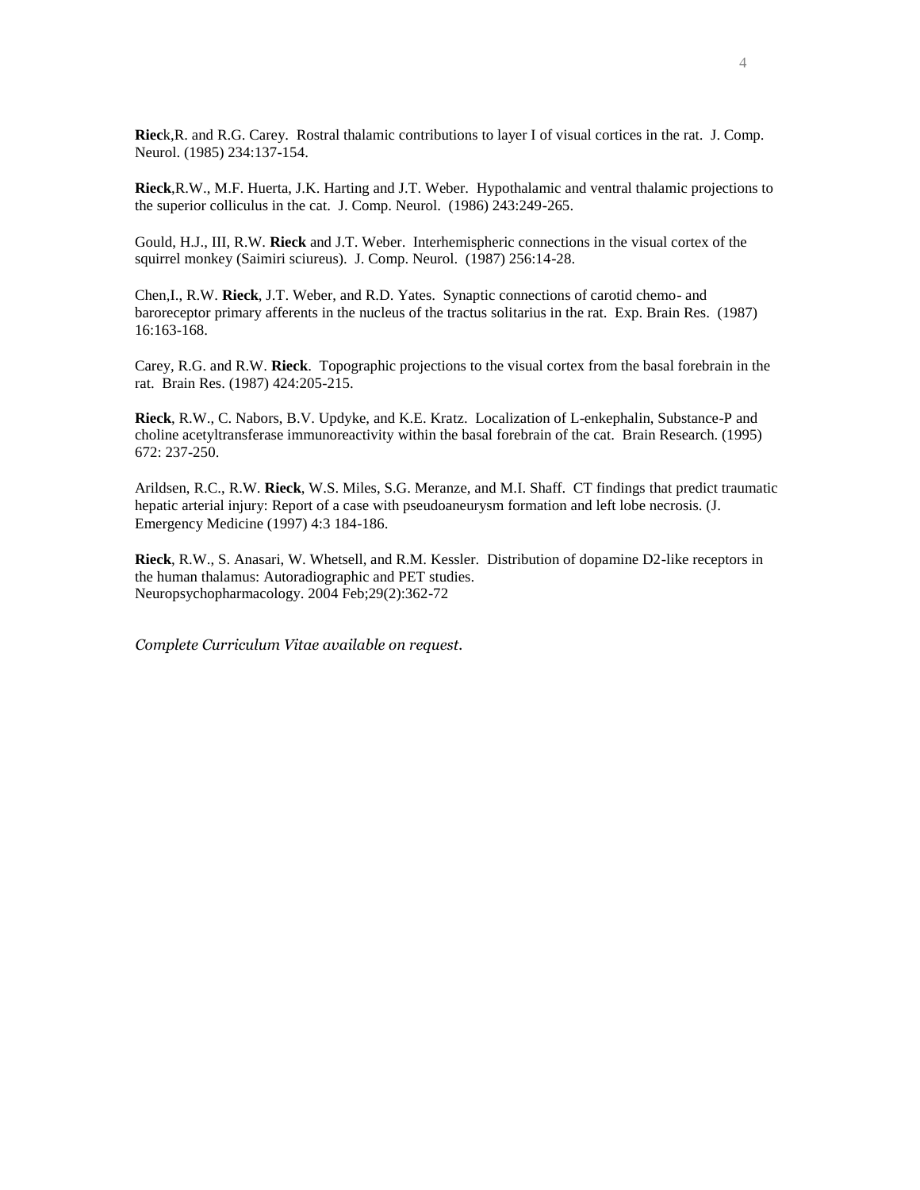**Riec**k,R. and R.G. Carey. Rostral thalamic contributions to layer I of visual cortices in the rat. J. Comp. Neurol. (1985) 234:137-154.

**Rieck**,R.W., M.F. Huerta, J.K. Harting and J.T. Weber. Hypothalamic and ventral thalamic projections to the superior colliculus in the cat. J. Comp. Neurol. (1986) 243:249-265.

Gould, H.J., III, R.W. **Rieck** and J.T. Weber. Interhemispheric connections in the visual cortex of the squirrel monkey (Saimiri sciureus). J. Comp. Neurol. (1987) 256:14-28.

Chen,I., R.W. **Rieck**, J.T. Weber, and R.D. Yates. Synaptic connections of carotid chemo- and baroreceptor primary afferents in the nucleus of the tractus solitarius in the rat. Exp. Brain Res. (1987) 16:163-168.

Carey, R.G. and R.W. **Rieck**. Topographic projections to the visual cortex from the basal forebrain in the rat. Brain Res. (1987) 424:205-215.

**Rieck**, R.W., C. Nabors, B.V. Updyke, and K.E. Kratz. Localization of L-enkephalin, Substance-P and choline acetyltransferase immunoreactivity within the basal forebrain of the cat. Brain Research. (1995) 672: 237-250.

Arildsen, R.C., R.W. **Rieck**, W.S. Miles, S.G. Meranze, and M.I. Shaff. CT findings that predict traumatic hepatic arterial injury: Report of a case with pseudoaneurysm formation and left lobe necrosis. (J. Emergency Medicine (1997) 4:3 184-186.

**Rieck**, R.W., S. Anasari, W. Whetsell, and R.M. Kessler. Distribution of dopamine D2-like receptors in the human thalamus: Autoradiographic and PET studies.
Neuropsychopharmacology. 2004 Feb;29(2):362-72

*Complete Curriculum Vitae available on request.*